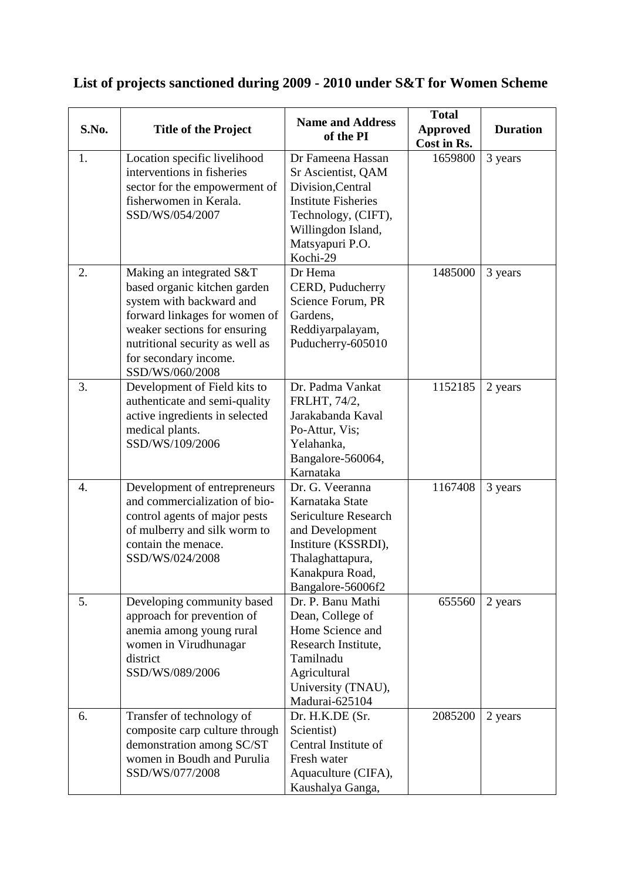# List of projects sanctioned during 2009 - 2010 under S&T for Women Scheme

| S.No. | Title of the Project | Name and Address of the PI | Total Approved Cost in Rs. | Duration |
|---|---|---|---|---|
| 1. | Location specific livelihood interventions in fisheries sector for the empowerment of fisherwomen in Kerala. SSD/WS/054/2007 | Dr Fameena Hassan Sr Ascientist, QAM Division,Central Institute Fisheries Technology, (CIFT), Willingdon Island, Matsyapuri P.O. Kochi-29 | 1659800 | 3 years |
| 2. | Making an integrated S&T based organic kitchen garden system with backward and forward linkages for women of weaker sections for ensuring nutritional security as well as for secondary income. SSD/WS/060/2008 | Dr Hema CERD, Puducherry Science Forum, PR Gardens, Reddiyarpalayam, Puducherry-605010 | 1485000 | 3 years |
| 3. | Development of Field kits to authenticate and semi-quality active ingredients in selected medical plants. SSD/WS/109/2006 | Dr. Padma Vankat FRLHT, 74/2, Jarakabanda Kaval Po-Attur, Vis; Yelahanka, Bangalore-560064, Karnataka | 1152185 | 2 years |
| 4. | Development of entrepreneurs and commercialization of bio-control agents of major pests of mulberry and silk worm to contain the menace. SSD/WS/024/2008 | Dr. G. Veeranna Karnataka State Sericulture Research and Development Institure (KSSRDI), Thalaghattapura, Kanakpura Road, Bangalore-56006f2 | 1167408 | 3 years |
| 5. | Developing community based approach for prevention of anemia among young rural women in Virudhunagar district SSD/WS/089/2006 | Dr. P. Banu Mathi Dean, College of Home Science and Research Institute, Tamilnadu Agricultural University (TNAU), Madurai-625104 | 655560 | 2 years |
| 6. | Transfer of technology of composite carp culture through demonstration among SC/ST women in Boudh and Purulia SSD/WS/077/2008 | Dr. H.K.DE (Sr. Scientist) Central Institute of Fresh water Aquaculture (CIFA), Kaushalya Ganga, | 2085200 | 2 years |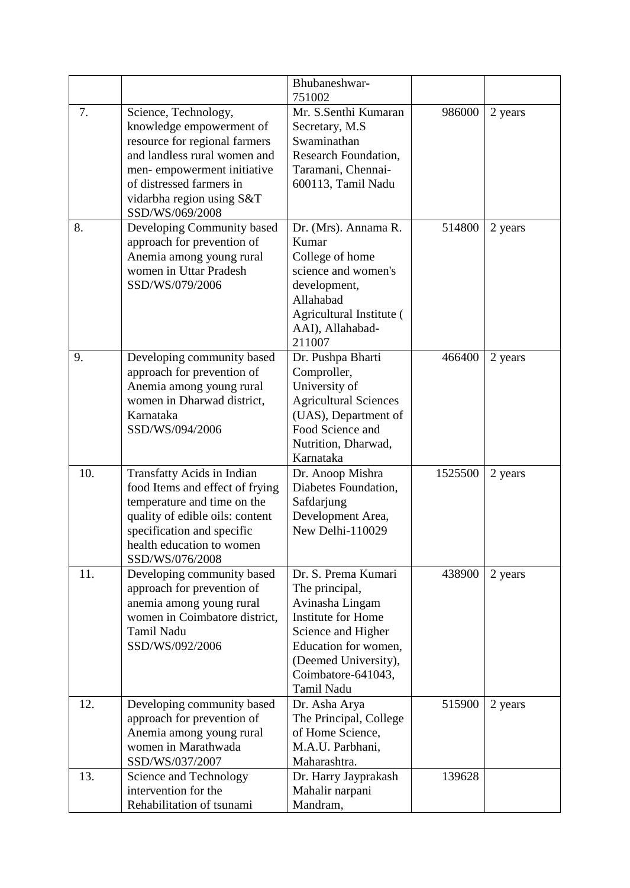| | | | | |
|---|---|---|---|---|
| | | Bhubaneshwar-751002 | | |
| 7. | Science, Technology, knowledge empowerment of resource for regional farmers and landless rural women and men- empowerment initiative of distressed farmers in vidarbha region using S&T SSD/WS/069/2008 | Mr. S.Senthi Kumaran Secretary, M.S Swaminathan Research Foundation, Taramani, Chennai-600113, Tamil Nadu | 986000 | 2 years |
| 8. | Developing Community based approach for prevention of Anemia among young rural women in Uttar Pradesh SSD/WS/079/2006 | Dr. (Mrs). Annama R. Kumar College of home science and women's development, Allahabad Agricultural Institute ( AAI), Allahabad-211007 | 514800 | 2 years |
| 9. | Developing community based approach for prevention of Anemia among young rural women in Dharwad district, Karnataka SSD/WS/094/2006 | Dr. Pushpa Bharti Comproller, University of Agricultural Sciences (UAS), Department of Food Science and Nutrition, Dharwad, Karnataka | 466400 | 2 years |
| 10. | Transfatty Acids in Indian food Items and effect of frying temperature and time on the quality of edible oils: content specification and specific health education to women SSD/WS/076/2008 | Dr. Anoop Mishra Diabetes Foundation, Safdarjung Development Area, New Delhi-110029 | 1525500 | 2 years |
| 11. | Developing community based approach for prevention of anemia among young rural women in Coimbatore district, Tamil Nadu SSD/WS/092/2006 | Dr. S. Prema Kumari The principal, Avinasha Lingam Institute for Home Science and Higher Education for women, (Deemed University), Coimbatore-641043, Tamil Nadu | 438900 | 2 years |
| 12. | Developing community based approach for prevention of Anemia among young rural women in Marathwada SSD/WS/037/2007 | Dr. Asha Arya The Principal, College of Home Science, M.A.U. Parbhani, Maharashtra. | 515900 | 2 years |
| 13. | Science and Technology intervention for the Rehabilitation of tsunami | Dr. Harry Jayprakash Mahalir narpani Mandram, | 139628 | |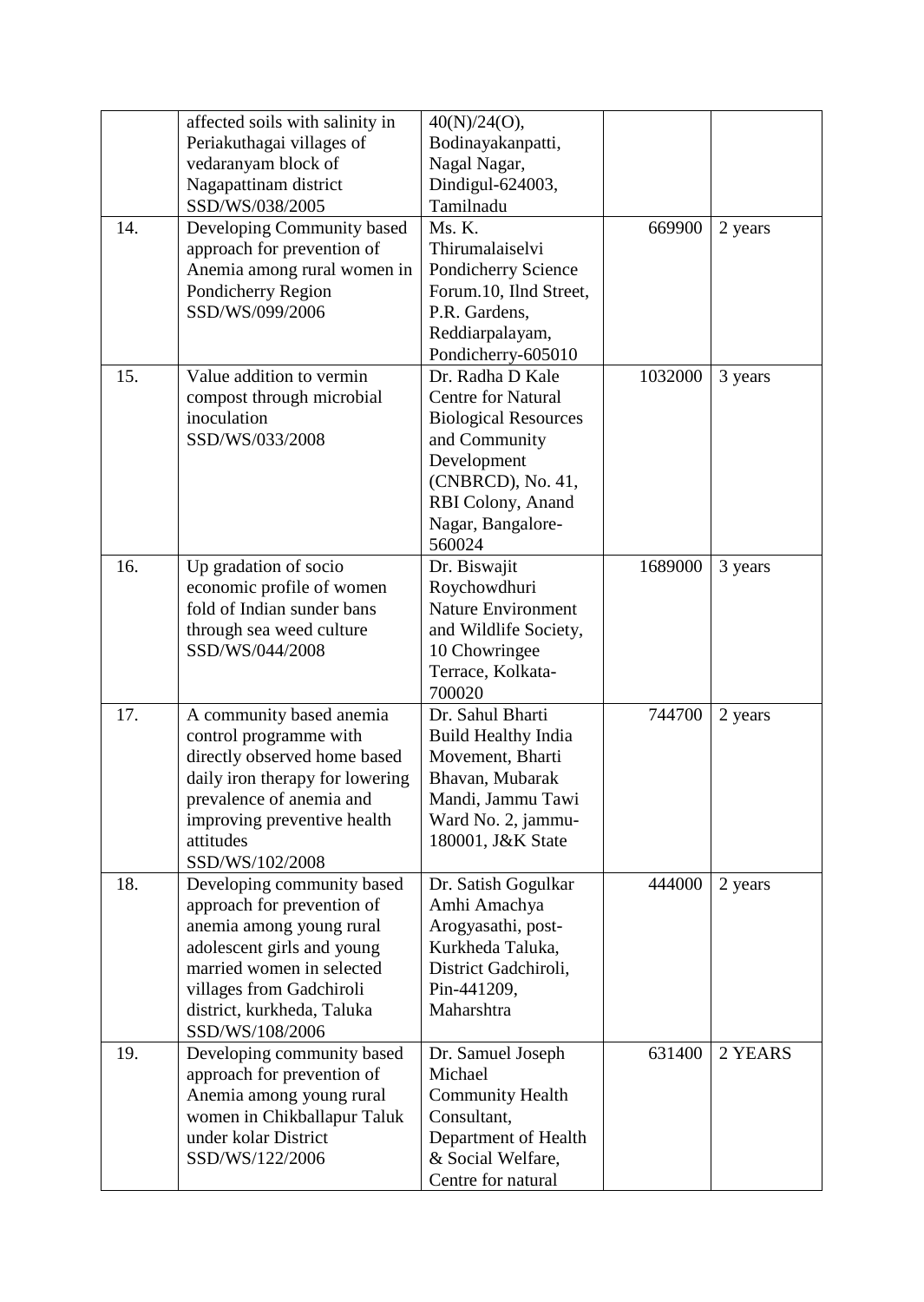| | | | | |
|---|---|---|---|---|
| | affected soils with salinity in Periakuthagai villages of vedaranyam block of Nagapattinam district SSD/WS/038/2005 | 40(N)/24(O), Bodinayakanpatti, Nagal Nagar, Dindigul-624003, Tamilnadu | | |
| 14. | Developing Community based approach for prevention of Anemia among rural women in Pondicherry Region SSD/WS/099/2006 | Ms. K. Thirumalaiselvi Pondicherry Science Forum.10, IInd Street, P.R. Gardens, Reddiarpalayam, Pondicherry-605010 | 669900 | 2 years |
| 15. | Value addition to vermin compost through microbial inoculation SSD/WS/033/2008 | Dr. Radha D Kale Centre for Natural Biological Resources and Community Development (CNBRCD), No. 41, RBI Colony, Anand Nagar, Bangalore-560024 | 1032000 | 3 years |
| 16. | Up gradation of socio economic profile of women fold of Indian sunder bans through sea weed culture SSD/WS/044/2008 | Dr. Biswajit Roychowdhuri Nature Environment and Wildlife Society, 10 Chowringee Terrace, Kolkata-700020 | 1689000 | 3 years |
| 17. | A community based anemia control programme with directly observed home based daily iron therapy for lowering prevalence of anemia and improving preventive health attitudes SSD/WS/102/2008 | Dr. Sahul Bharti Build Healthy India Movement, Bharti Bhavan, Mubarak Mandi, Jammu Tawi Ward No. 2, jammu-180001, J&K State | 744700 | 2 years |
| 18. | Developing community based approach for prevention of anemia among young rural adolescent girls and young married women in selected villages from Gadchiroli district, kurkheda, Taluka SSD/WS/108/2006 | Dr. Satish Gogulkar Amhi Amachya Arogyasathi, post-Kurkheda Taluka, District Gadchiroli, Pin-441209, Maharshtra | 444000 | 2 years |
| 19. | Developing community based approach for prevention of Anemia among young rural women in Chikballapur Taluk under kolar District SSD/WS/122/2006 | Dr. Samuel Joseph Michael Community Health Consultant, Department of Health & Social Welfare, Centre for natural | 631400 | 2 YEARS |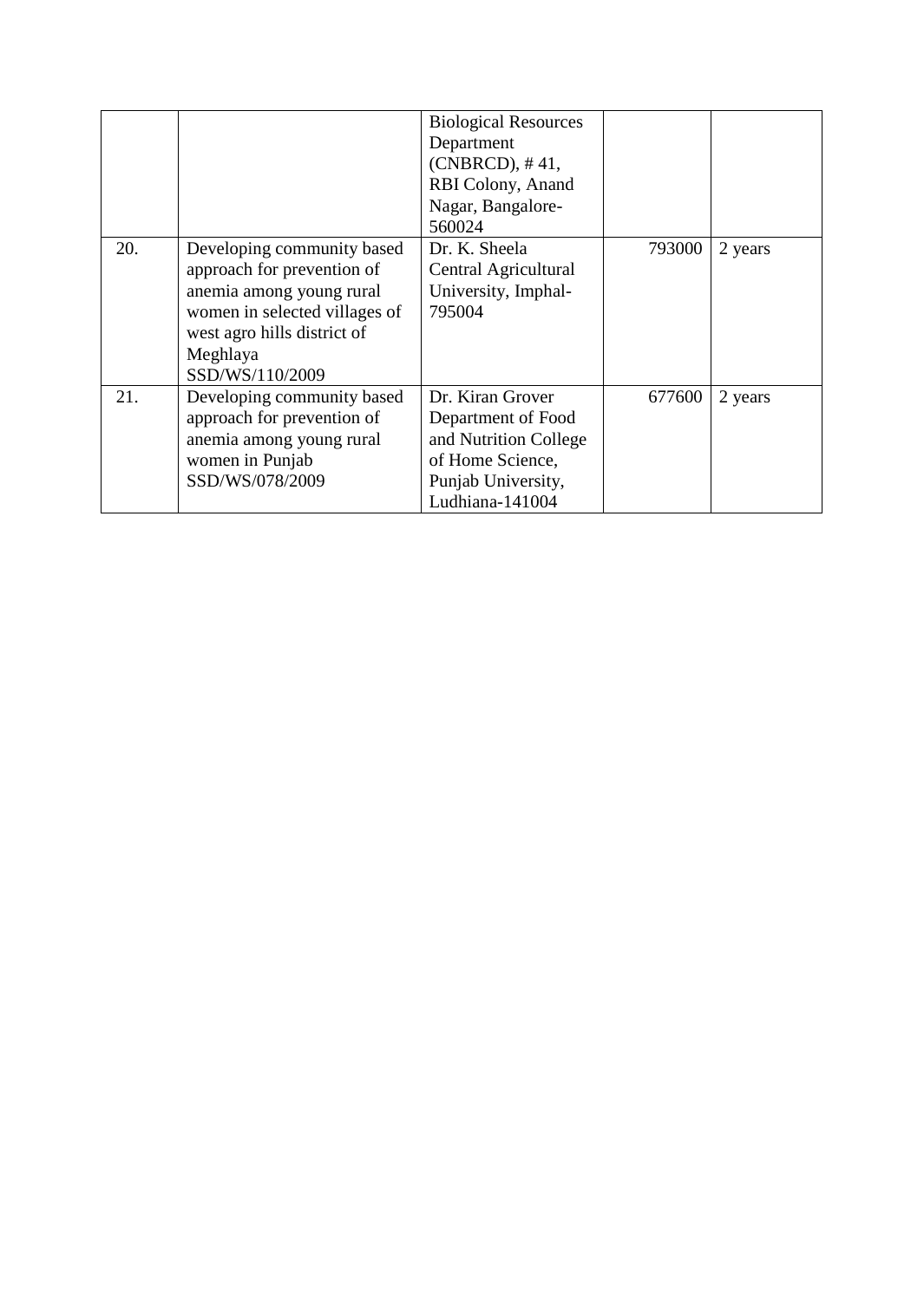| | | | | |
|---|---|---|---|---|
| | | Biological Resources Department (CNBRCD), # 41, RBI Colony, Anand Nagar, Bangalore-560024 | | |
| 20. | Developing community based approach for prevention of anemia among young rural women in selected villages of west agro hills district of Meghlaya SSD/WS/110/2009 | Dr. K. Sheela Central Agricultural University, Imphal-795004 | 793000 | 2 years |
| 21. | Developing community based approach for prevention of anemia among young rural women in Punjab SSD/WS/078/2009 | Dr. Kiran Grover Department of Food and Nutrition College of Home Science, Punjab University, Ludhiana-141004 | 677600 | 2 years |